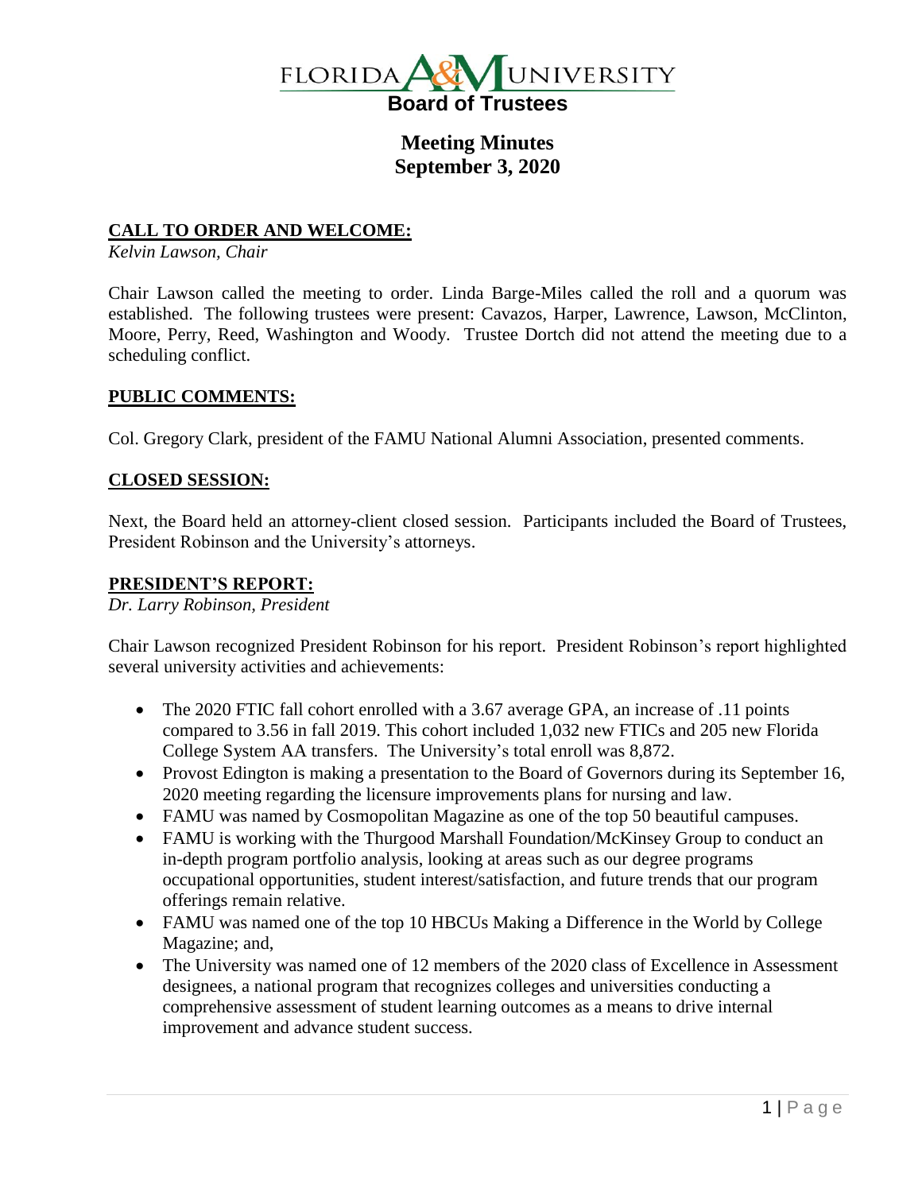# FLORIDA A&M UNIVERSITY

## Board of Trustees

## Meeting Minutes
## September 3, 2020

### CALL TO ORDER AND WELCOME:

*Kelvin Lawson, Chair*

Chair Lawson called the meeting to order. Linda Barge-Miles called the roll and a quorum was established. The following trustees were present: Cavazos, Harper, Lawrence, Lawson, McClinton, Moore, Perry, Reed, Washington and Woody. Trustee Dortch did not attend the meeting due to a scheduling conflict.

### PUBLIC COMMENTS:

Col. Gregory Clark, president of the FAMU National Alumni Association, presented comments.

### CLOSED SESSION:

Next, the Board held an attorney-client closed session. Participants included the Board of Trustees, President Robinson and the University's attorneys.

### PRESIDENT'S REPORT:

*Dr. Larry Robinson, President*

Chair Lawson recognized President Robinson for his report. President Robinson's report highlighted several university activities and achievements:

- The 2020 FTIC fall cohort enrolled with a 3.67 average GPA, an increase of .11 points compared to 3.56 in fall 2019. This cohort included 1,032 new FTICs and 205 new Florida College System AA transfers. The University's total enroll was 8,872.
- Provost Edington is making a presentation to the Board of Governors during its September 16, 2020 meeting regarding the licensure improvements plans for nursing and law.
- FAMU was named by Cosmopolitan Magazine as one of the top 50 beautiful campuses.
- FAMU is working with the Thurgood Marshall Foundation/McKinsey Group to conduct an in-depth program portfolio analysis, looking at areas such as our degree programs occupational opportunities, student interest/satisfaction, and future trends that our program offerings remain relative.
- FAMU was named one of the top 10 HBCUs Making a Difference in the World by College Magazine; and,
- The University was named one of 12 members of the 2020 class of Excellence in Assessment designees, a national program that recognizes colleges and universities conducting a comprehensive assessment of student learning outcomes as a means to drive internal improvement and advance student success.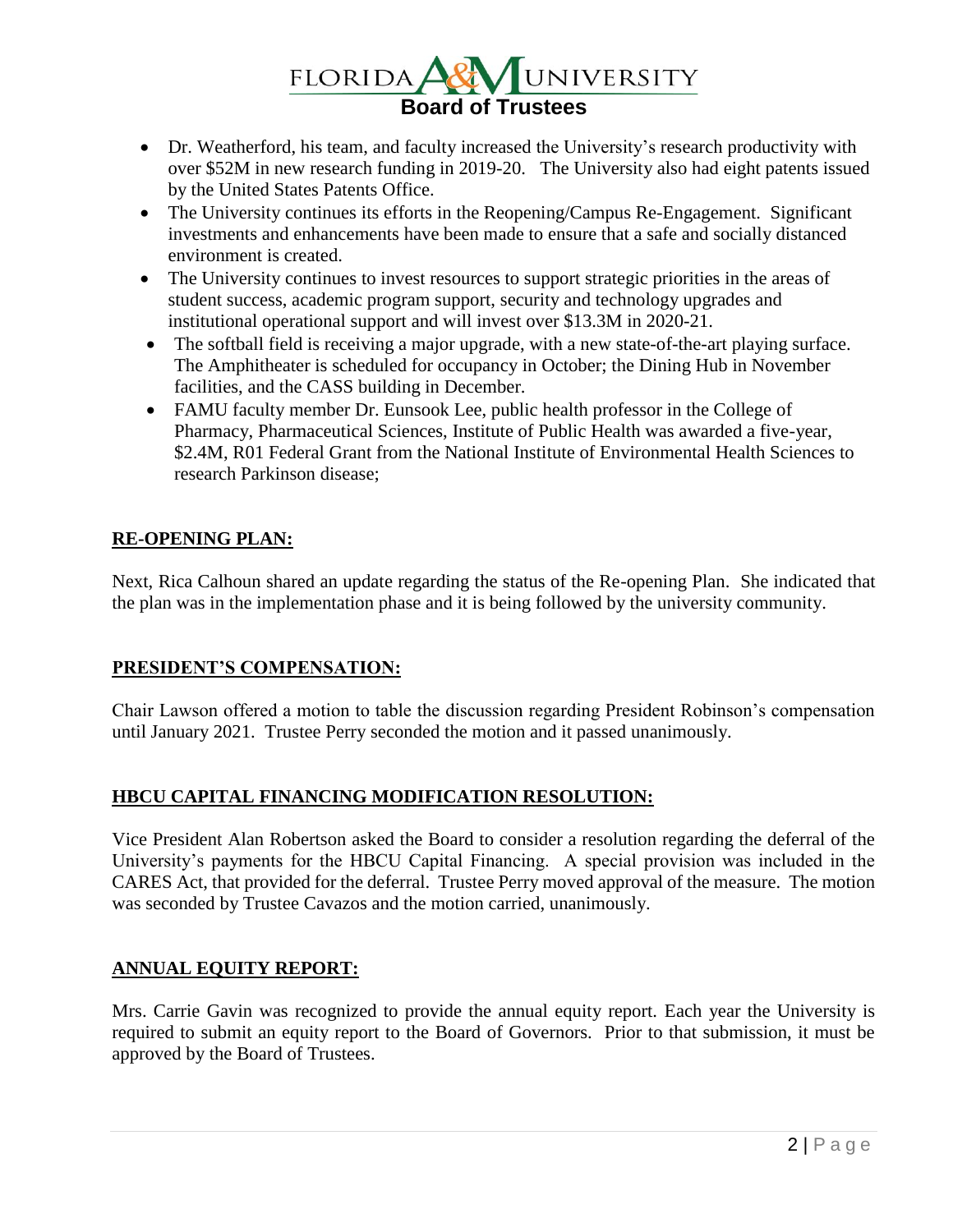- Dr. Weatherford, his team, and faculty increased the University's research productivity with over $52M in new research funding in 2019-20. The University also had eight patents issued by the United States Patents Office.
- The University continues its efforts in the Reopening/Campus Re-Engagement. Significant investments and enhancements have been made to ensure that a safe and socially distanced environment is created.
- The University continues to invest resources to support strategic priorities in the areas of student success, academic program support, security and technology upgrades and institutional operational support and will invest over $13.3M in 2020-21.
- The softball field is receiving a major upgrade, with a new state-of-the-art playing surface. The Amphitheater is scheduled for occupancy in October; the Dining Hub in November facilities, and the CASS building in December.
- FAMU faculty member Dr. Eunsook Lee, public health professor in the College of Pharmacy, Pharmaceutical Sciences, Institute of Public Health was awarded a five-year, $2.4M, R01 Federal Grant from the National Institute of Environmental Health Sciences to research Parkinson disease;

## RE-OPENING PLAN:

Next, Rica Calhoun shared an update regarding the status of the Re-opening Plan. She indicated that the plan was in the implementation phase and it is being followed by the university community.

## PRESIDENT'S COMPENSATION:

Chair Lawson offered a motion to table the discussion regarding President Robinson's compensation until January 2021. Trustee Perry seconded the motion and it passed unanimously.

## HBCU CAPITAL FINANCING MODIFICATION RESOLUTION:

Vice President Alan Robertson asked the Board to consider a resolution regarding the deferral of the University's payments for the HBCU Capital Financing. A special provision was included in the CARES Act, that provided for the deferral. Trustee Perry moved approval of the measure. The motion was seconded by Trustee Cavazos and the motion carried, unanimously.

## ANNUAL EQUITY REPORT:

Mrs. Carrie Gavin was recognized to provide the annual equity report. Each year the University is required to submit an equity report to the Board of Governors. Prior to that submission, it must be approved by the Board of Trustees.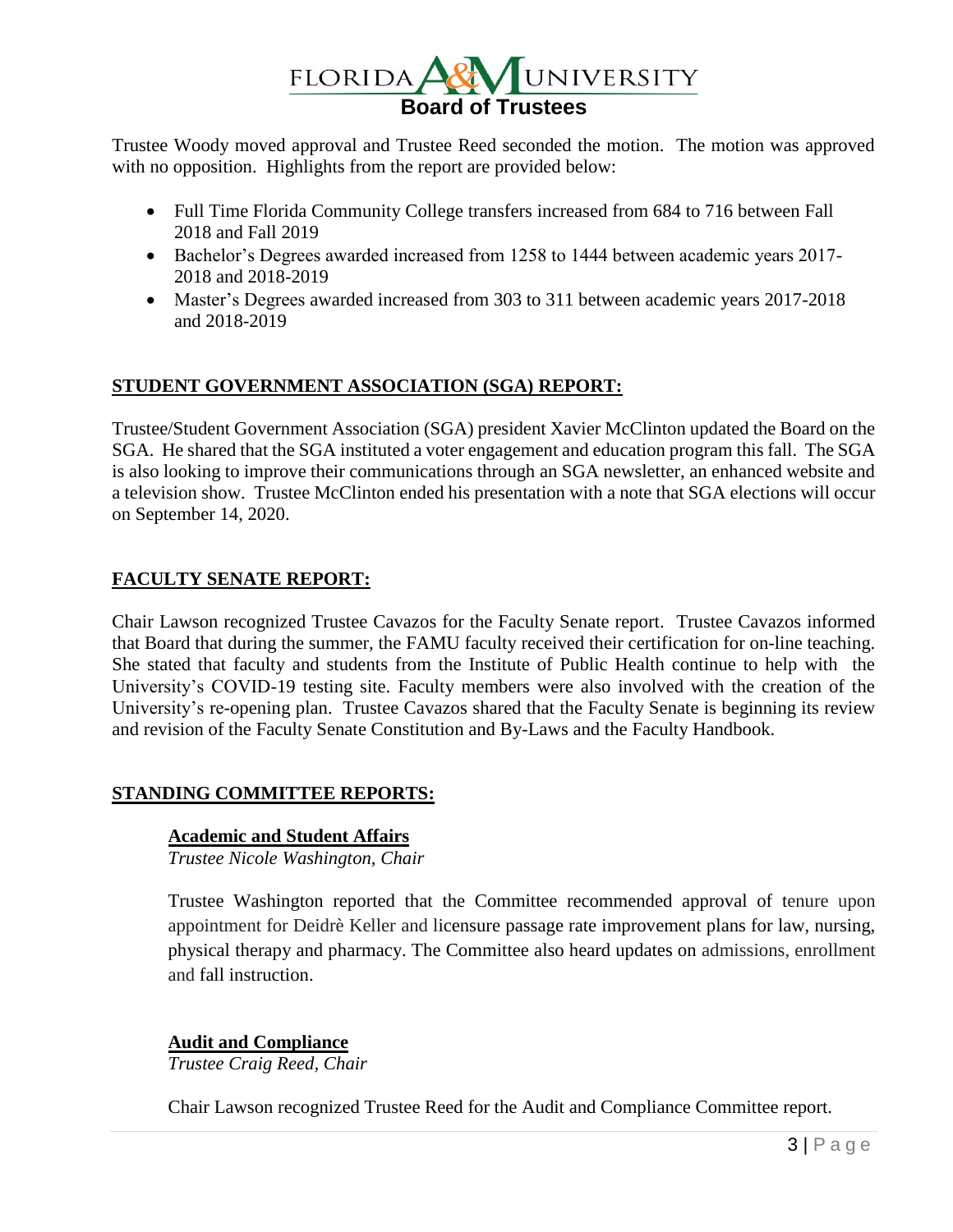Trustee Woody moved approval and Trustee Reed seconded the motion. The motion was approved with no opposition. Highlights from the report are provided below:

- Full Time Florida Community College transfers increased from 684 to 716 between Fall 2018 and Fall 2019
- Bachelor's Degrees awarded increased from 1258 to 1444 between academic years 2017-2018 and 2018-2019
- Master's Degrees awarded increased from 303 to 311 between academic years 2017-2018 and 2018-2019

## STUDENT GOVERNMENT ASSOCIATION (SGA) REPORT:

Trustee/Student Government Association (SGA) president Xavier McClinton updated the Board on the SGA. He shared that the SGA instituted a voter engagement and education program this fall. The SGA is also looking to improve their communications through an SGA newsletter, an enhanced website and a television show. Trustee McClinton ended his presentation with a note that SGA elections will occur on September 14, 2020.

## FACULTY SENATE REPORT:

Chair Lawson recognized Trustee Cavazos for the Faculty Senate report. Trustee Cavazos informed that Board that during the summer, the FAMU faculty received their certification for on-line teaching. She stated that faculty and students from the Institute of Public Health continue to help with the University's COVID-19 testing site. Faculty members were also involved with the creation of the University's re-opening plan. Trustee Cavazos shared that the Faculty Senate is beginning its review and revision of the Faculty Senate Constitution and By-Laws and the Faculty Handbook.

## STANDING COMMITTEE REPORTS:

### Academic and Student Affairs

*Trustee Nicole Washington, Chair*

Trustee Washington reported that the Committee recommended approval of tenure upon appointment for Deidrè Keller and licensure passage rate improvement plans for law, nursing, physical therapy and pharmacy. The Committee also heard updates on admissions, enrollment and fall instruction.

### Audit and Compliance

*Trustee Craig Reed, Chair*

Chair Lawson recognized Trustee Reed for the Audit and Compliance Committee report.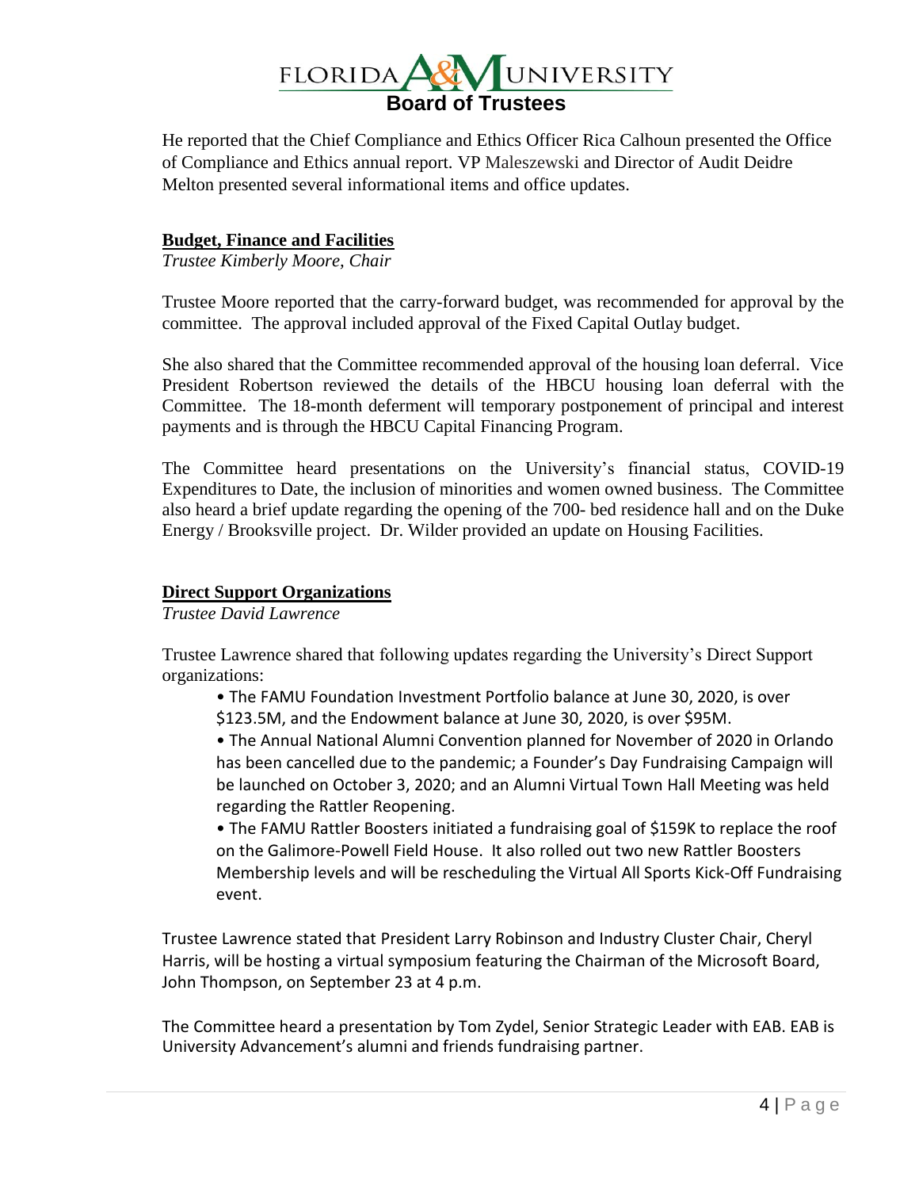He reported that the Chief Compliance and Ethics Officer Rica Calhoun presented the Office of Compliance and Ethics annual report. VP Maleszewski and Director of Audit Deidre Melton presented several informational items and office updates.

## Budget, Finance and Facilities

*Trustee Kimberly Moore, Chair*

Trustee Moore reported that the carry-forward budget, was recommended for approval by the committee. The approval included approval of the Fixed Capital Outlay budget.

She also shared that the Committee recommended approval of the housing loan deferral. Vice President Robertson reviewed the details of the HBCU housing loan deferral with the Committee. The 18-month deferment will temporary postponement of principal and interest payments and is through the HBCU Capital Financing Program.

The Committee heard presentations on the University's financial status, COVID-19 Expenditures to Date, the inclusion of minorities and women owned business. The Committee also heard a brief update regarding the opening of the 700- bed residence hall and on the Duke Energy / Brooksville project. Dr. Wilder provided an update on Housing Facilities.

## Direct Support Organizations

*Trustee David Lawrence*

Trustee Lawrence shared that following updates regarding the University's Direct Support organizations:

- The FAMU Foundation Investment Portfolio balance at June 30, 2020, is over $123.5M, and the Endowment balance at June 30, 2020, is over $95M.
- The Annual National Alumni Convention planned for November of 2020 in Orlando has been cancelled due to the pandemic; a Founder's Day Fundraising Campaign will be launched on October 3, 2020; and an Alumni Virtual Town Hall Meeting was held regarding the Rattler Reopening.
- The FAMU Rattler Boosters initiated a fundraising goal of $159K to replace the roof on the Galimore-Powell Field House. It also rolled out two new Rattler Boosters Membership levels and will be rescheduling the Virtual All Sports Kick-Off Fundraising event.

Trustee Lawrence stated that President Larry Robinson and Industry Cluster Chair, Cheryl Harris, will be hosting a virtual symposium featuring the Chairman of the Microsoft Board, John Thompson, on September 23 at 4 p.m.

The Committee heard a presentation by Tom Zydel, Senior Strategic Leader with EAB. EAB is University Advancement's alumni and friends fundraising partner.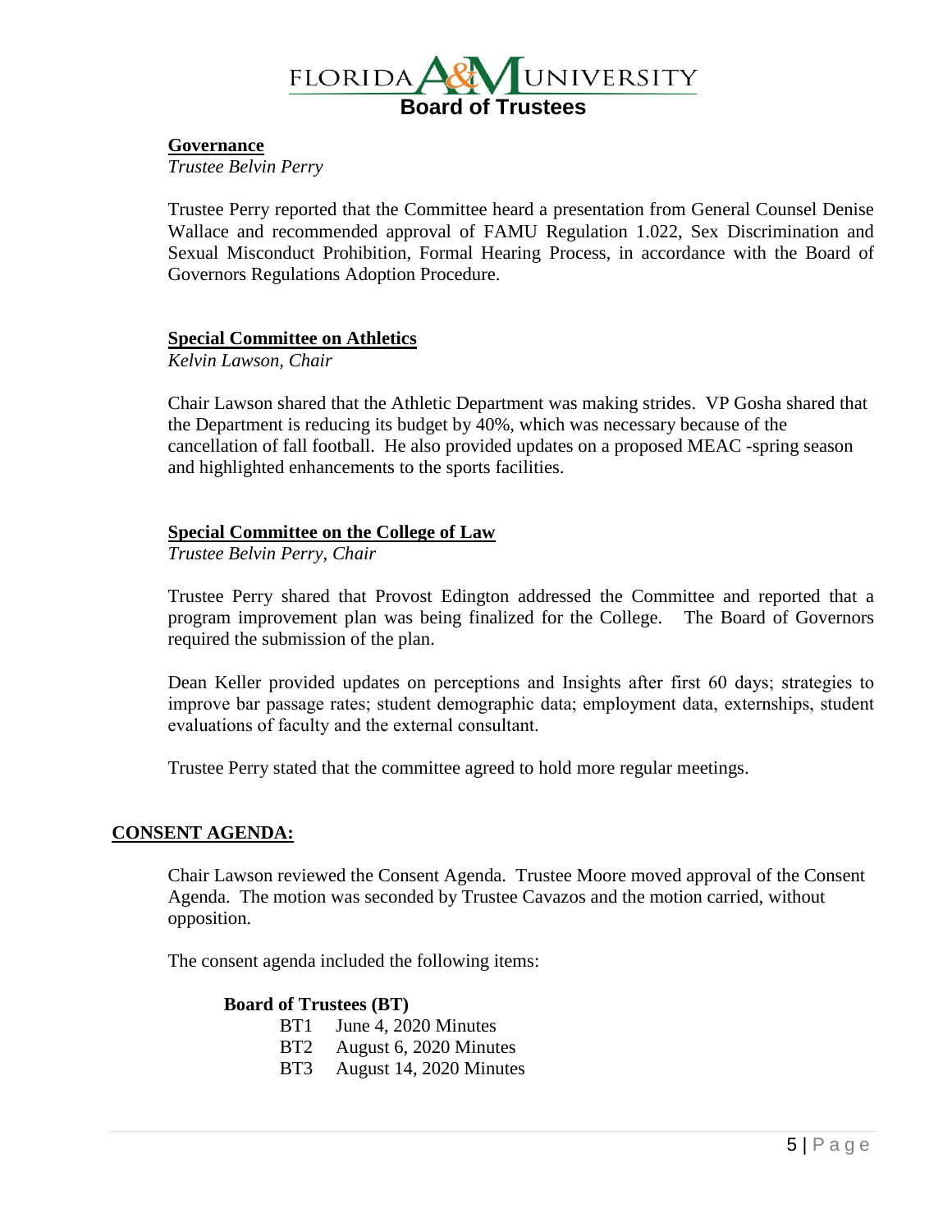**Governance**

*Trustee Belvin Perry*

Trustee Perry reported that the Committee heard a presentation from General Counsel Denise Wallace and recommended approval of FAMU Regulation 1.022, Sex Discrimination and Sexual Misconduct Prohibition, Formal Hearing Process, in accordance with the Board of Governors Regulations Adoption Procedure.

**Special Committee on Athletics**

*Kelvin Lawson, Chair*

Chair Lawson shared that the Athletic Department was making strides. VP Gosha shared that the Department is reducing its budget by 40%, which was necessary because of the cancellation of fall football. He also provided updates on a proposed MEAC -spring season and highlighted enhancements to the sports facilities.

**Special Committee on the College of Law**

*Trustee Belvin Perry, Chair*

Trustee Perry shared that Provost Edington addressed the Committee and reported that a program improvement plan was being finalized for the College. The Board of Governors required the submission of the plan.

Dean Keller provided updates on perceptions and Insights after first 60 days; strategies to improve bar passage rates; student demographic data; employment data, externships, student evaluations of faculty and the external consultant.

Trustee Perry stated that the committee agreed to hold more regular meetings.

## CONSENT AGENDA:

Chair Lawson reviewed the Consent Agenda. Trustee Moore moved approval of the Consent Agenda. The motion was seconded by Trustee Cavazos and the motion carried, without opposition.

The consent agenda included the following items:

**Board of Trustees (BT)**

- BT1 June 4, 2020 Minutes
- BT2 August 6, 2020 Minutes
- BT3 August 14, 2020 Minutes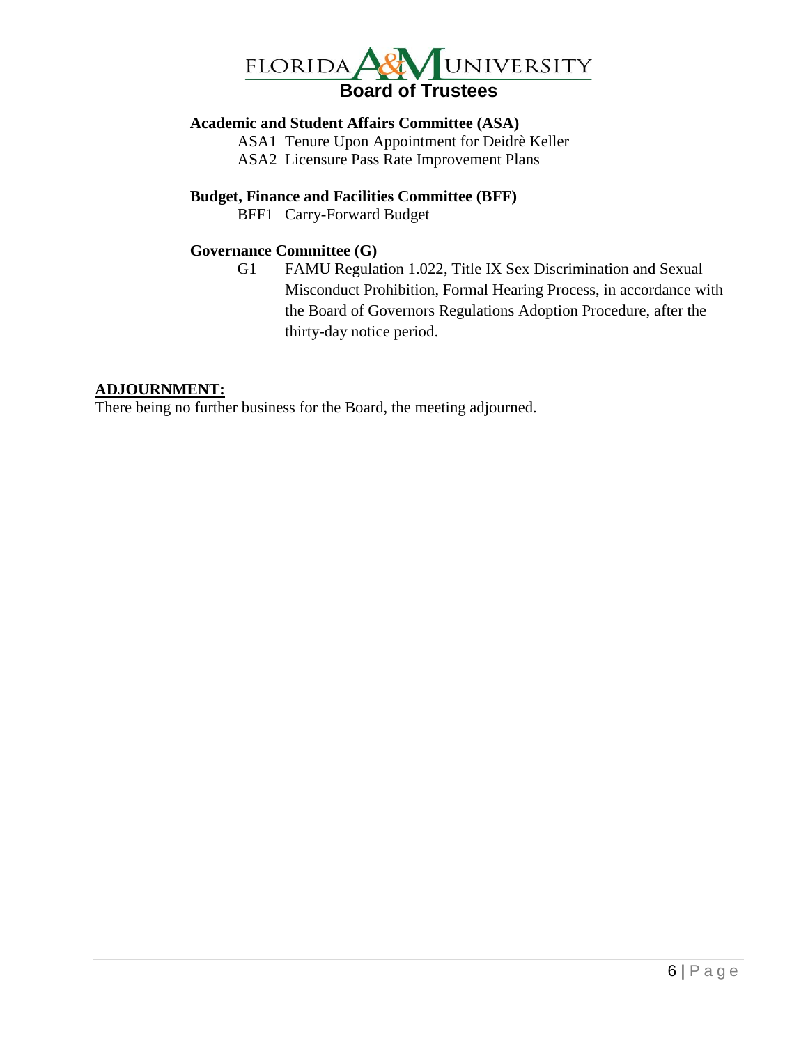**Academic and Student Affairs Committee (ASA)**

ASA1 Tenure Upon Appointment for Deidrè Keller

ASA2 Licensure Pass Rate Improvement Plans

**Budget, Finance and Facilities Committee (BFF)**

BFF1 Carry-Forward Budget

**Governance Committee (G)**

G1 FAMU Regulation 1.022, Title IX Sex Discrimination and Sexual Misconduct Prohibition, Formal Hearing Process, in accordance with the Board of Governors Regulations Adoption Procedure, after the thirty-day notice period.

**ADJOURNMENT:**

There being no further business for the Board, the meeting adjourned.